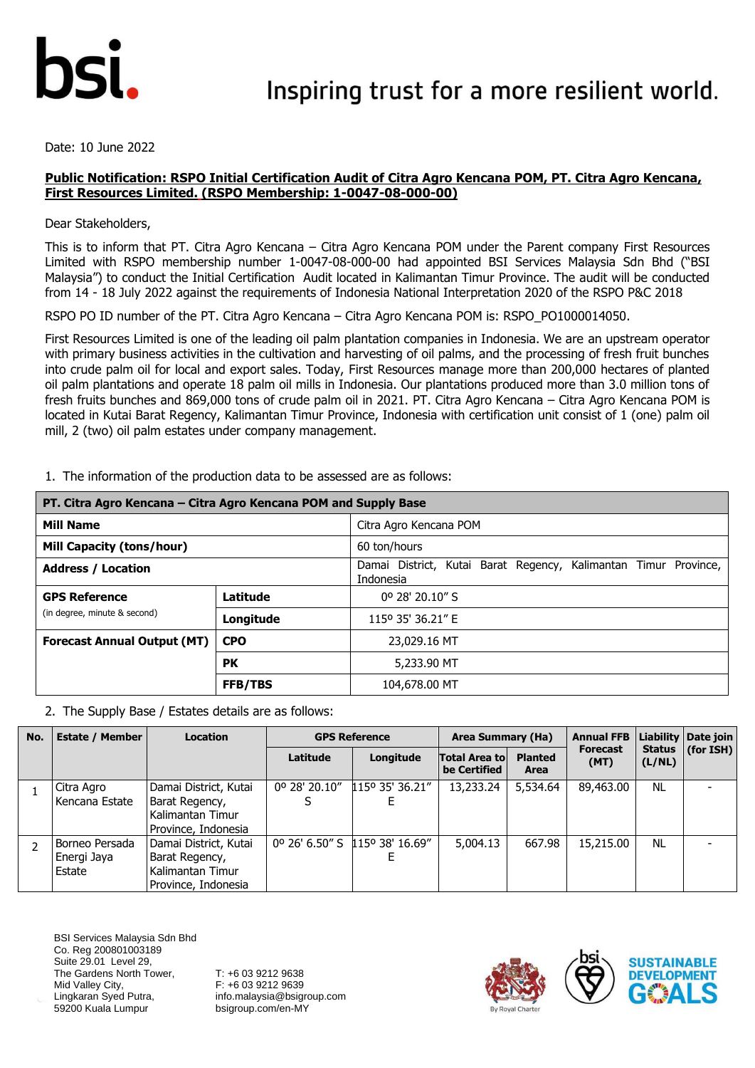Date: 10 June 2022

**Public Notification: RSPO Initial Certification Audit of Citra Agro Kencana POM, PT. Citra Agro Kencana, First Resources Limited. (RSPO Membership: 1-0047-08-000-00)**

Dear Stakeholders,

This is to inform that PT. Citra Agro Kencana – Citra Agro Kencana POM under the Parent company First Resources Limited with RSPO membership number 1-0047-08-000-00 had appointed BSI Services Malaysia Sdn Bhd ("BSI Malaysia") to conduct the Initial Certification Audit located in Kalimantan Timur Province. The audit will be conducted from 14 - 18 July 2022 against the requirements of Indonesia National Interpretation 2020 of the RSPO P&C 2018

RSPO PO ID number of the PT. Citra Agro Kencana – Citra Agro Kencana POM is: RSPO_PO1000014050.

First Resources Limited is one of the leading oil palm plantation companies in Indonesia. We are an upstream operator with primary business activities in the cultivation and harvesting of oil palms, and the processing of fresh fruit bunches into crude palm oil for local and export sales. Today, First Resources manage more than 200,000 hectares of planted oil palm plantations and operate 18 palm oil mills in Indonesia. Our plantations produced more than 3.0 million tons of fresh fruits bunches and 869,000 tons of crude palm oil in 2021. PT. Citra Agro Kencana – Citra Agro Kencana POM is located in Kutai Barat Regency, Kalimantan Timur Province, Indonesia with certification unit consist of 1 (one) palm oil mill, 2 (two) oil palm estates under company management.

1. The information of the production data to be assessed are as follows:

| PT. Citra Agro Kencana – Citra Agro Kencana POM and Supply Base | | |
|---|---|---|
| **Mill Name** | | Citra Agro Kencana POM |
| **Mill Capacity (tons/hour)** | | 60 ton/hours |
| **Address / Location** | | Damai District, Kutai Barat Regency, Kalimantan Timur Province, Indonesia |
| **GPS Reference** (in degree, minute & second) | **Latitude** | 0º 28' 20.10" S |
| | **Longitude** | 115º 35' 36.21" E |
| **Forecast Annual Output (MT)** | **CPO** | 23,029.16 MT |
| | **PK** | 5,233.90 MT |
| | **FFB/TBS** | 104,678.00 MT |

2. The Supply Base / Estates details are as follows:

| No. | Estate / Member | Location | GPS Reference | | Area Summary (Ha) | | Annual FFB Forecast (MT) | Liability Status (L/NL) | Date join (for ISH) |
|---|---|---|---|---|---|---|---|---|---|
| | | | Latitude | Longitude | Total Area to be Certified | Planted Area | | | |
| 1 | Citra Agro Kencana Estate | Damai District, Kutai Barat Regency, Kalimantan Timur Province, Indonesia | 0º 28' 20.10" S | 115º 35' 36.21" E | 13,233.24 | 5,534.64 | 89,463.00 | NL | - |
| 2 | Borneo Persada Energi Jaya Estate | Damai District, Kutai Barat Regency, Kalimantan Timur Province, Indonesia | 0º 26' 6.50" S | 115º 38' 16.69" E | 5,004.13 | 667.98 | 15,215.00 | NL | - |

BSI Services Malaysia Sdn Bhd
Co. Reg 200801003189
Suite 29.01 Level 29,
The Gardens North Tower,
Mid Valley City,
Lingkaran Syed Putra,
59200 Kuala Lumpur

T: +6 03 9212 9638
F: +6 03 9212 9639
info.malaysia@bsigroup.com
bsigroup.com/en-MY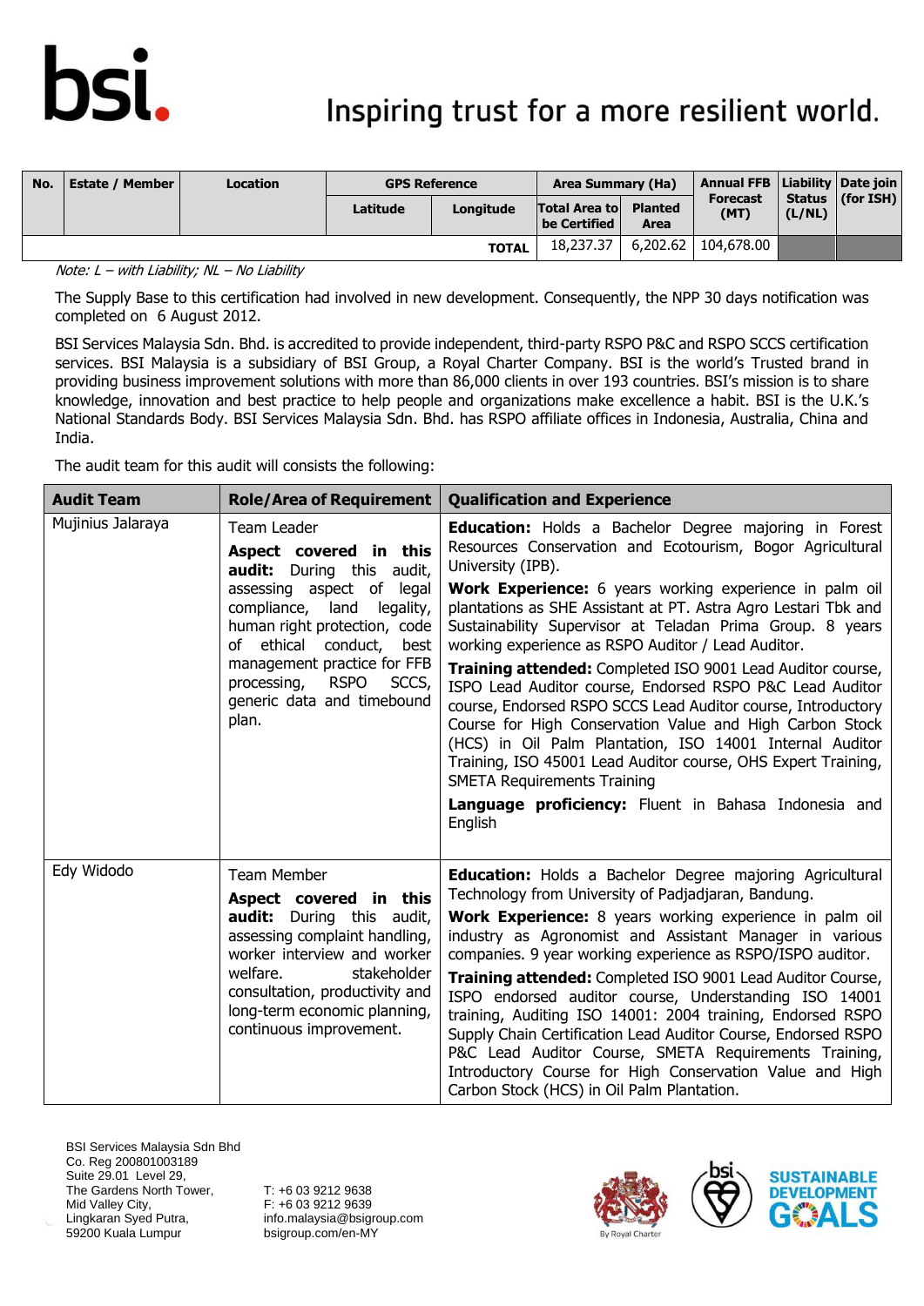| No. | Estate / Member | Location | GPS Reference | | Area Summary (Ha) | | Annual FFB Forecast (MT) | Liability Status (L/NL) | Date join (for ISH) |
|---|---|---|---|---|---|---|---|---|---|
| | | | Latitude | Longitude | Total Area to be Certified | Planted Area | | | |
| | | | | TOTAL | 18,237.37 | 6,202.62 | 104,678.00 | | |

*Note: L – with Liability; NL – No Liability*

The Supply Base to this certification had involved in new development. Consequently, the NPP 30 days notification was completed on 6 August 2012.

BSI Services Malaysia Sdn. Bhd. is accredited to provide independent, third-party RSPO P&C and RSPO SCCS certification services. BSI Malaysia is a subsidiary of BSI Group, a Royal Charter Company. BSI is the world's Trusted brand in providing business improvement solutions with more than 86,000 clients in over 193 countries. BSI's mission is to share knowledge, innovation and best practice to help people and organizations make excellence a habit. BSI is the U.K.'s National Standards Body. BSI Services Malaysia Sdn. Bhd. has RSPO affiliate offices in Indonesia, Australia, China and India.

The audit team for this audit will consists the following:

| Audit Team | Role/Area of Requirement | Qualification and Experience |
|---|---|---|
| Mujinius Jalaraya | Team Leader<br>**Aspect covered in this audit:** During this audit, assessing aspect of legal compliance, land legality, human right protection, code of ethical conduct, best management practice for FFB processing, RSPO SCCS, generic data and timebound plan. | **Education:** Holds a Bachelor Degree majoring in Forest Resources Conservation and Ecotourism, Bogor Agricultural University (IPB).<br>**Work Experience:** 6 years working experience in palm oil plantations as SHE Assistant at PT. Astra Agro Lestari Tbk and Sustainability Supervisor at Teladan Prima Group. 8 years working experience as RSPO Auditor / Lead Auditor.<br>**Training attended:** Completed ISO 9001 Lead Auditor course, ISPO Lead Auditor course, Endorsed RSPO P&C Lead Auditor course, Endorsed RSPO SCCS Lead Auditor course, Introductory Course for High Conservation Value and High Carbon Stock (HCS) in Oil Palm Plantation, ISO 14001 Internal Auditor Training, ISO 45001 Lead Auditor course, OHS Expert Training, SMETA Requirements Training<br>**Language proficiency:** Fluent in Bahasa Indonesia and English |
| Edy Widodo | Team Member<br>**Aspect covered in this audit:** During this audit, assessing complaint handling, worker interview and worker welfare. stakeholder consultation, productivity and long-term economic planning, continuous improvement. | **Education:** Holds a Bachelor Degree majoring Agricultural Technology from University of Padjadjaran, Bandung.<br>**Work Experience:** 8 years working experience in palm oil industry as Agronomist and Assistant Manager in various companies. 9 year working experience as RSPO/ISPO auditor.<br>**Training attended:** Completed ISO 9001 Lead Auditor Course, ISPO endorsed auditor course, Understanding ISO 14001 training, Auditing ISO 14001: 2004 training, Endorsed RSPO Supply Chain Certification Lead Auditor Course, Endorsed RSPO P&C Lead Auditor Course, SMETA Requirements Training, Introductory Course for High Conservation Value and High Carbon Stock (HCS) in Oil Palm Plantation. |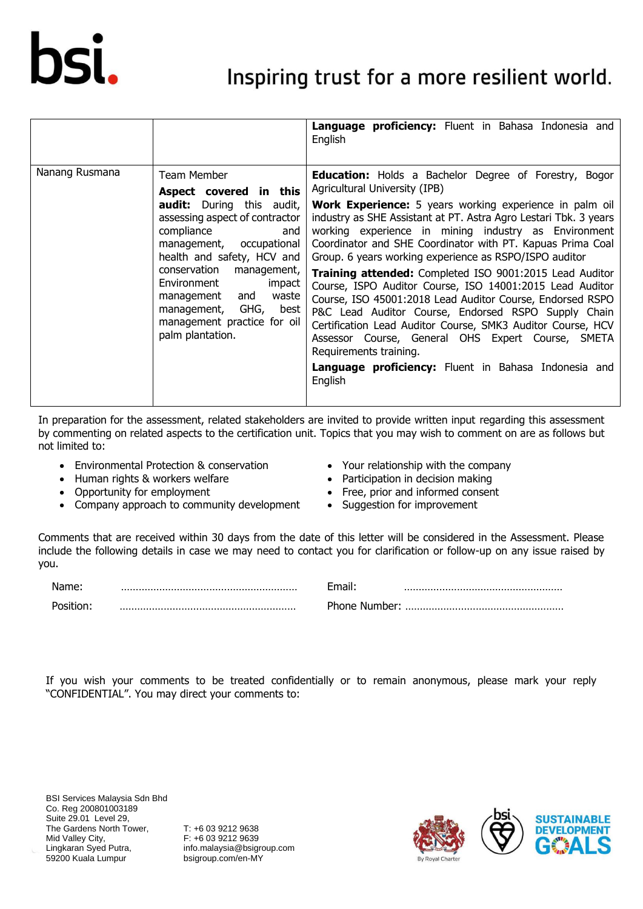| | | |
|---|---|---|
| | | **Language proficiency:** Fluent in Bahasa Indonesia and English |
| Nanang Rusmana | Team Member<br>**Aspect covered in this audit:** During this audit, assessing aspect of contractor compliance and management, occupational health and safety, HCV and conservation management, Environment impact management and waste management, GHG, best management practice for oil palm plantation. | **Education:** Holds a Bachelor Degree of Forestry, Bogor Agricultural University (IPB)<br>**Work Experience:** 5 years working experience in palm oil industry as SHE Assistant at PT. Astra Agro Lestari Tbk. 3 years working experience in mining industry as Environment Coordinator and SHE Coordinator with PT. Kapuas Prima Coal Group. 6 years working experience as RSPO/ISPO auditor<br>**Training attended:** Completed ISO 9001:2015 Lead Auditor Course, ISPO Auditor Course, ISO 14001:2015 Lead Auditor Course, ISO 45001:2018 Lead Auditor Course, Endorsed RSPO P&C Lead Auditor Course, Endorsed RSPO Supply Chain Certification Lead Auditor Course, SMK3 Auditor Course, HCV Assessor Course, General OHS Expert Course, SMETA Requirements training.<br>**Language proficiency:** Fluent in Bahasa Indonesia and English |

In preparation for the assessment, related stakeholders are invited to provide written input regarding this assessment by commenting on related aspects to the certification unit. Topics that you may wish to comment on are as follows but not limited to:

- Environmental Protection & conservation
- Human rights & workers welfare
- Opportunity for employment
- Company approach to community development
- Your relationship with the company
- Participation in decision making
- Free, prior and informed consent
- Suggestion for improvement

Comments that are received within 30 days from the date of this letter will be considered in the Assessment. Please include the following details in case we may need to contact you for clarification or follow-up on any issue raised by you.

Name: ……………………………………………………  Email: ………………………………………………

Position: ……………………………………………………  Phone Number: ………………………………………………

If you wish your comments to be treated confidentially or to remain anonymous, please mark your reply "CONFIDENTIAL". You may direct your comments to: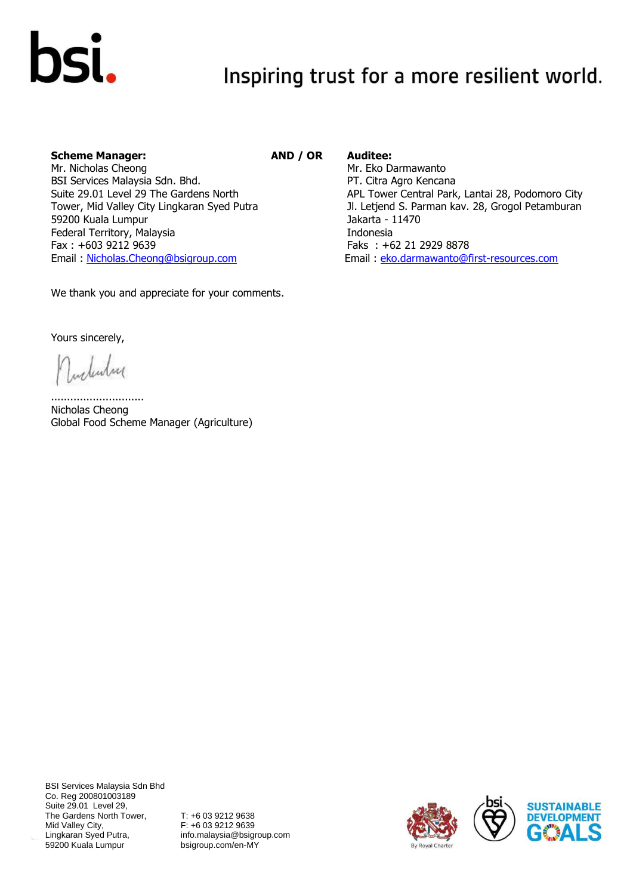**Scheme Manager:**
Mr. Nicholas Cheong
BSI Services Malaysia Sdn. Bhd.
Suite 29.01 Level 29 The Gardens North Tower, Mid Valley City Lingkaran Syed Putra
59200 Kuala Lumpur
Federal Territory, Malaysia
Fax : +603 9212 9639
Email : Nicholas.Cheong@bsigroup.com

**AND / OR**

**Auditee:**
Mr. Eko Darmawanto
PT. Citra Agro Kencana
APL Tower Central Park, Lantai 28, Podomoro City
Jl. Letjend S. Parman kav. 28, Grogol Petamburan
Jakarta - 11470
Indonesia
Faks : +62 21 2929 8878
Email : eko.darmawanto@first-resources.com

We thank you and appreciate for your comments.

Yours sincerely,

............................
Nicholas Cheong
Global Food Scheme Manager (Agriculture)

BSI Services Malaysia Sdn Bhd
Co. Reg 200801003189
Suite 29.01 Level 29,
The Gardens North Tower,
Mid Valley City,
Lingkaran Syed Putra,
59200 Kuala Lumpur

T: +6 03 9212 9638
F: +6 03 9212 9639
info.malaysia@bsigroup.com
bsigroup.com/en-MY